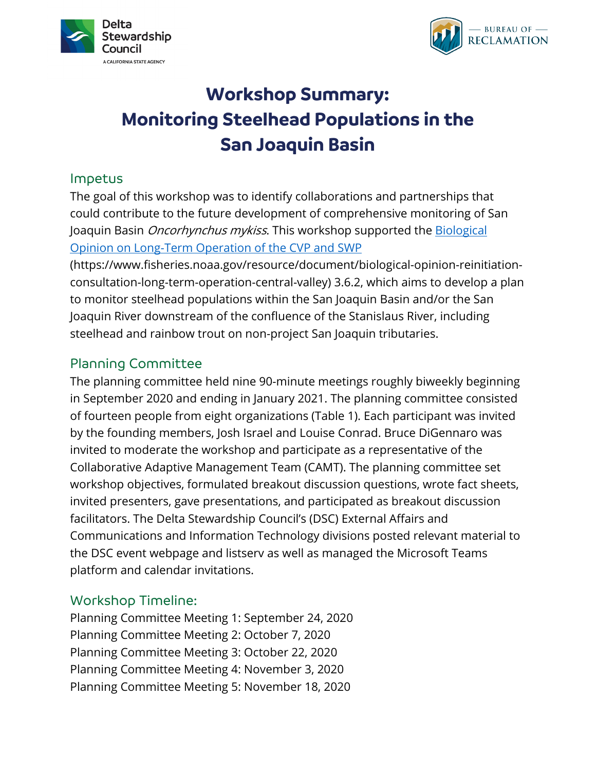# Workshop Summary: Monitoring Steelhead Populations in the San Joaquin Basin

## Impetus

The goal of this workshop was to identify collaborations and partnerships that could contribute to the future development of comprehensive monitoring of San Joaquin Basin *Oncorhynchus mykiss*. This workshop supported the [Biological Opinion on Long-Term Operation of the CVP and SWP](https://www.fisheries.noaa.gov/resource/document/biological-opinion-reinitiation-consultation-long-term-operation-central-valley) (https://www.fisheries.noaa.gov/resource/document/biological-opinion-reinitiation-consultation-long-term-operation-central-valley) 3.6.2, which aims to develop a plan to monitor steelhead populations within the San Joaquin Basin and/or the San Joaquin River downstream of the confluence of the Stanislaus River, including steelhead and rainbow trout on non-project San Joaquin tributaries.

## Planning Committee

The planning committee held nine 90-minute meetings roughly biweekly beginning in September 2020 and ending in January 2021. The planning committee consisted of fourteen people from eight organizations (Table 1). Each participant was invited by the founding members, Josh Israel and Louise Conrad. Bruce DiGennaro was invited to moderate the workshop and participate as a representative of the Collaborative Adaptive Management Team (CAMT). The planning committee set workshop objectives, formulated breakout discussion questions, wrote fact sheets, invited presenters, gave presentations, and participated as breakout discussion facilitators. The Delta Stewardship Council's (DSC) External Affairs and Communications and Information Technology divisions posted relevant material to the DSC event webpage and listserv as well as managed the Microsoft Teams platform and calendar invitations.

## Workshop Timeline:

Planning Committee Meeting 1: September 24, 2020
Planning Committee Meeting 2: October 7, 2020
Planning Committee Meeting 3: October 22, 2020
Planning Committee Meeting 4: November 3, 2020
Planning Committee Meeting 5: November 18, 2020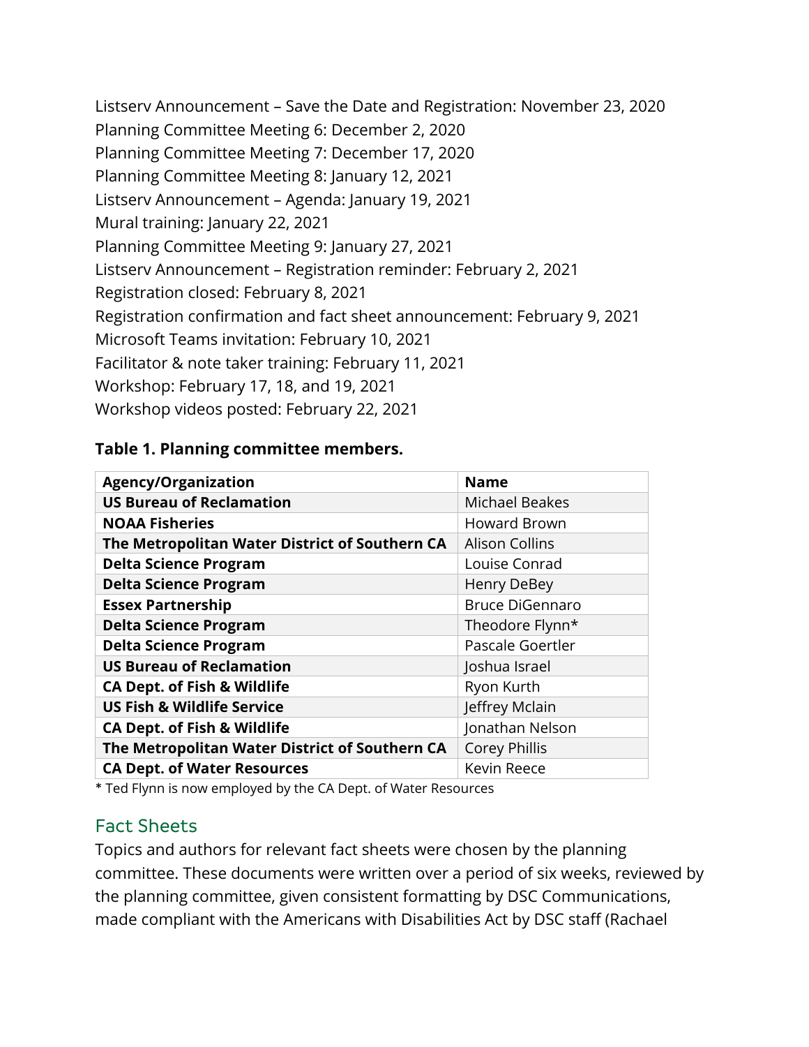Listserv Announcement – Save the Date and Registration: November 23, 2020
Planning Committee Meeting 6: December 2, 2020
Planning Committee Meeting 7: December 17, 2020
Planning Committee Meeting 8: January 12, 2021
Listserv Announcement – Agenda: January 19, 2021
Mural training: January 22, 2021
Planning Committee Meeting 9: January 27, 2021
Listserv Announcement – Registration reminder: February 2, 2021
Registration closed: February 8, 2021
Registration confirmation and fact sheet announcement: February 9, 2021
Microsoft Teams invitation: February 10, 2021
Facilitator & note taker training: February 11, 2021
Workshop: February 17, 18, and 19, 2021
Workshop videos posted: February 22, 2021

**Table 1. Planning committee members.**

| Agency/Organization | Name |
|---|---|
| **US Bureau of Reclamation** | Michael Beakes |
| **NOAA Fisheries** | Howard Brown |
| **The Metropolitan Water District of Southern CA** | Alison Collins |
| **Delta Science Program** | Louise Conrad |
| **Delta Science Program** | Henry DeBey |
| **Essex Partnership** | Bruce DiGennaro |
| **Delta Science Program** | Theodore Flynn* |
| **Delta Science Program** | Pascale Goertler |
| **US Bureau of Reclamation** | Joshua Israel |
| **CA Dept. of Fish & Wildlife** | Ryon Kurth |
| **US Fish & Wildlife Service** | Jeffrey Mclain |
| **CA Dept. of Fish & Wildlife** | Jonathan Nelson |
| **The Metropolitan Water District of Southern CA** | Corey Phillis |
| **CA Dept. of Water Resources** | Kevin Reece |

* Ted Flynn is now employed by the CA Dept. of Water Resources

## Fact Sheets

Topics and authors for relevant fact sheets were chosen by the planning committee. These documents were written over a period of six weeks, reviewed by the planning committee, given consistent formatting by DSC Communications, made compliant with the Americans with Disabilities Act by DSC staff (Rachael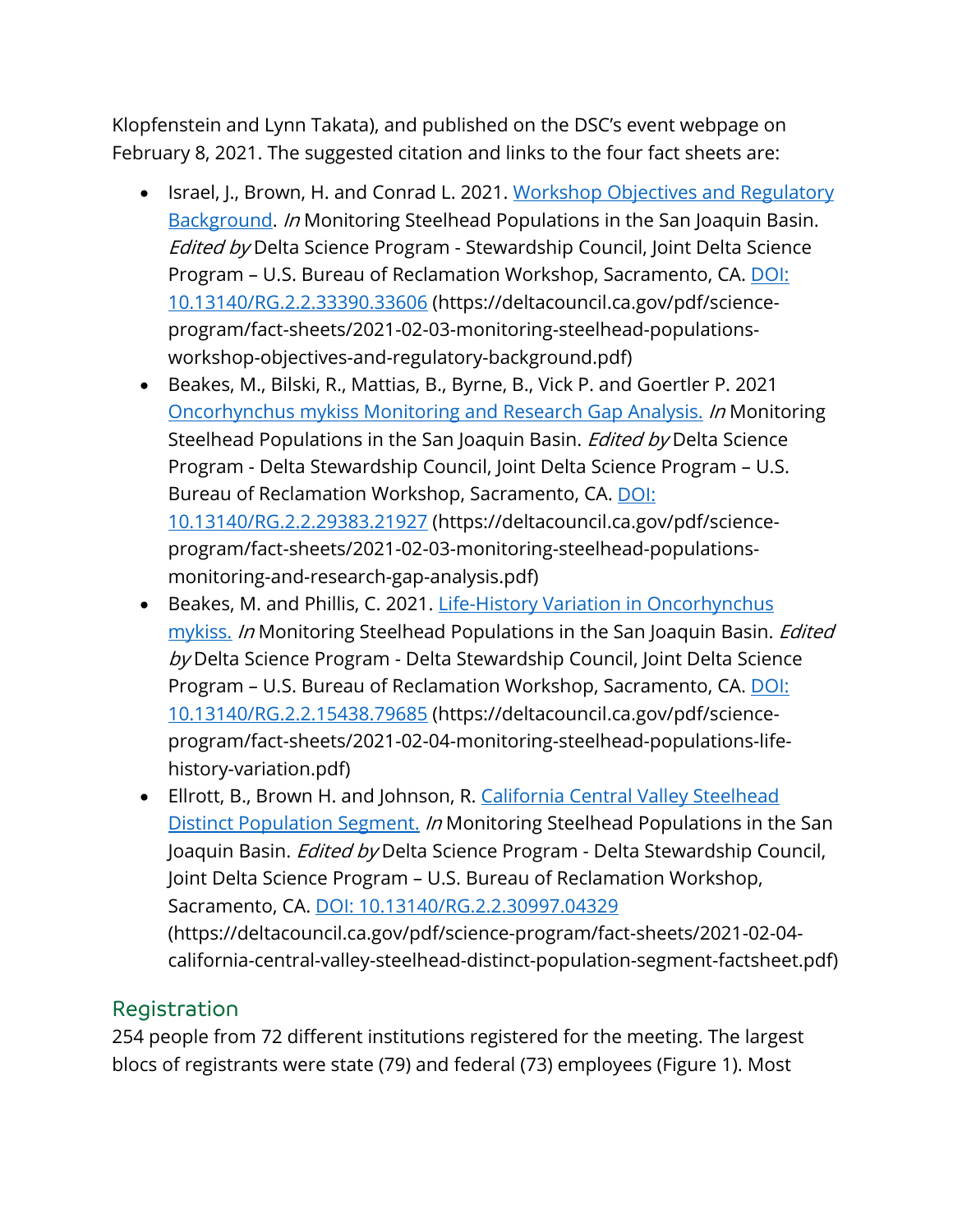Klopfenstein and Lynn Takata), and published on the DSC's event webpage on February 8, 2021. The suggested citation and links to the four fact sheets are:

- Israel, J., Brown, H. and Conrad L. 2021. [Workshop Objectives and Regulatory Background](https://deltacouncil.ca.gov/pdf/science-program/fact-sheets/2021-02-03-monitoring-steelhead-populations-workshop-objectives-and-regulatory-background.pdf). *In* Monitoring Steelhead Populations in the San Joaquin Basin. *Edited by* Delta Science Program - Stewardship Council, Joint Delta Science Program – U.S. Bureau of Reclamation Workshop, Sacramento, CA. DOI: 10.13140/RG.2.2.33390.33606 (https://deltacouncil.ca.gov/pdf/science-program/fact-sheets/2021-02-03-monitoring-steelhead-populations-workshop-objectives-and-regulatory-background.pdf)
- Beakes, M., Bilski, R., Mattias, B., Byrne, B., Vick P. and Goertler P. 2021 [Oncorhynchus mykiss Monitoring and Research Gap Analysis.](https://deltacouncil.ca.gov/pdf/science-program/fact-sheets/2021-02-03-monitoring-steelhead-populations-monitoring-and-research-gap-analysis.pdf) *In* Monitoring Steelhead Populations in the San Joaquin Basin. *Edited by* Delta Science Program - Delta Stewardship Council, Joint Delta Science Program – U.S. Bureau of Reclamation Workshop, Sacramento, CA. DOI: 10.13140/RG.2.2.29383.21927 (https://deltacouncil.ca.gov/pdf/science-program/fact-sheets/2021-02-03-monitoring-steelhead-populations-monitoring-and-research-gap-analysis.pdf)
- Beakes, M. and Phillis, C. 2021. [Life-History Variation in Oncorhynchus mykiss.](https://deltacouncil.ca.gov/pdf/science-program/fact-sheets/2021-02-04-monitoring-steelhead-populations-life-history-variation.pdf) *In* Monitoring Steelhead Populations in the San Joaquin Basin. *Edited by* Delta Science Program - Delta Stewardship Council, Joint Delta Science Program – U.S. Bureau of Reclamation Workshop, Sacramento, CA. DOI: 10.13140/RG.2.2.15438.79685 (https://deltacouncil.ca.gov/pdf/science-program/fact-sheets/2021-02-04-monitoring-steelhead-populations-life-history-variation.pdf)
- Ellrott, B., Brown H. and Johnson, R. [California Central Valley Steelhead Distinct Population Segment.](https://deltacouncil.ca.gov/pdf/science-program/fact-sheets/2021-02-04-california-central-valley-steelhead-distinct-population-segment-factsheet.pdf) *In* Monitoring Steelhead Populations in the San Joaquin Basin. *Edited by* Delta Science Program - Delta Stewardship Council, Joint Delta Science Program – U.S. Bureau of Reclamation Workshop, Sacramento, CA. DOI: 10.13140/RG.2.2.30997.04329 (https://deltacouncil.ca.gov/pdf/science-program/fact-sheets/2021-02-04-california-central-valley-steelhead-distinct-population-segment-factsheet.pdf)

## Registration

254 people from 72 different institutions registered for the meeting. The largest blocs of registrants were state (79) and federal (73) employees (Figure 1). Most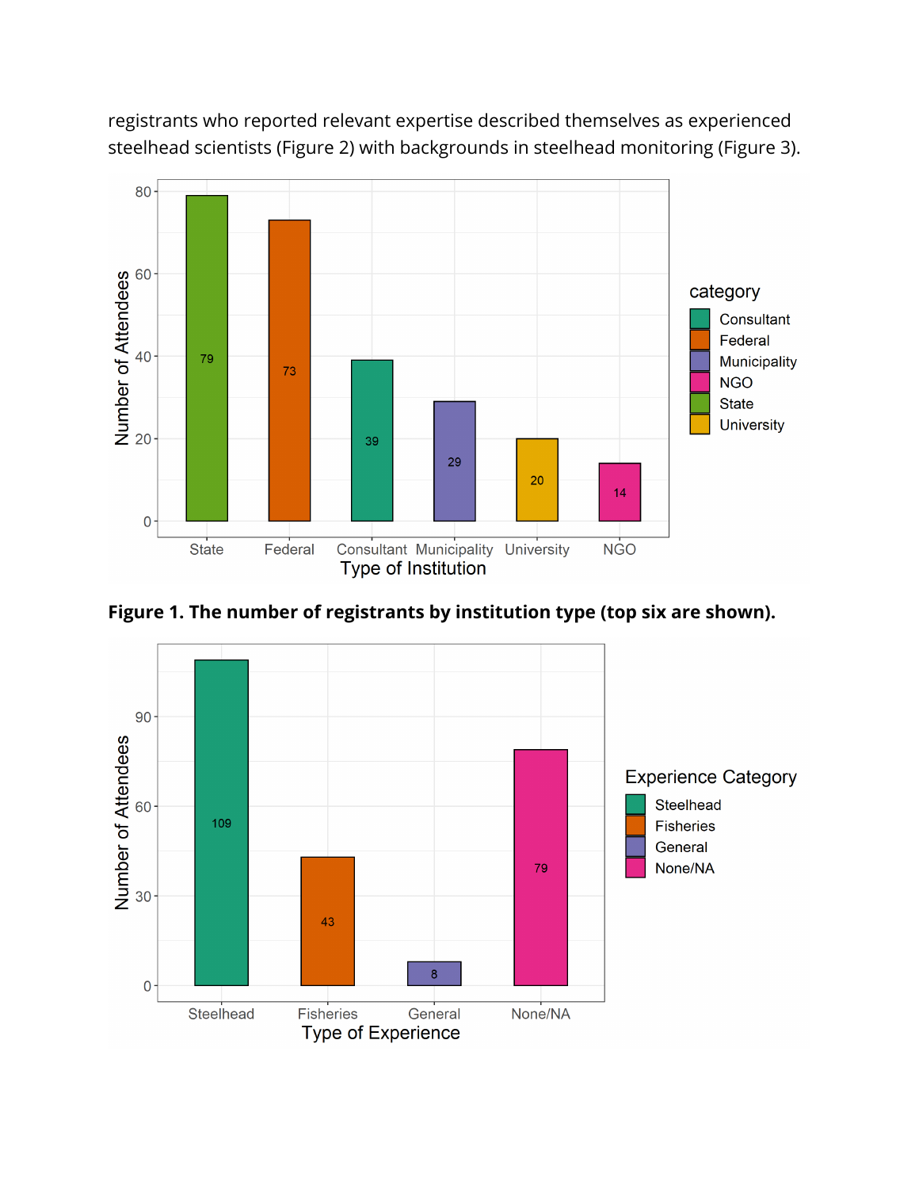registrants who reported relevant expertise described themselves as experienced steelhead scientists (Figure 2) with backgrounds in steelhead monitoring (Figure 3).

**Figure 1. The number of registrants by institution type (top six are shown).**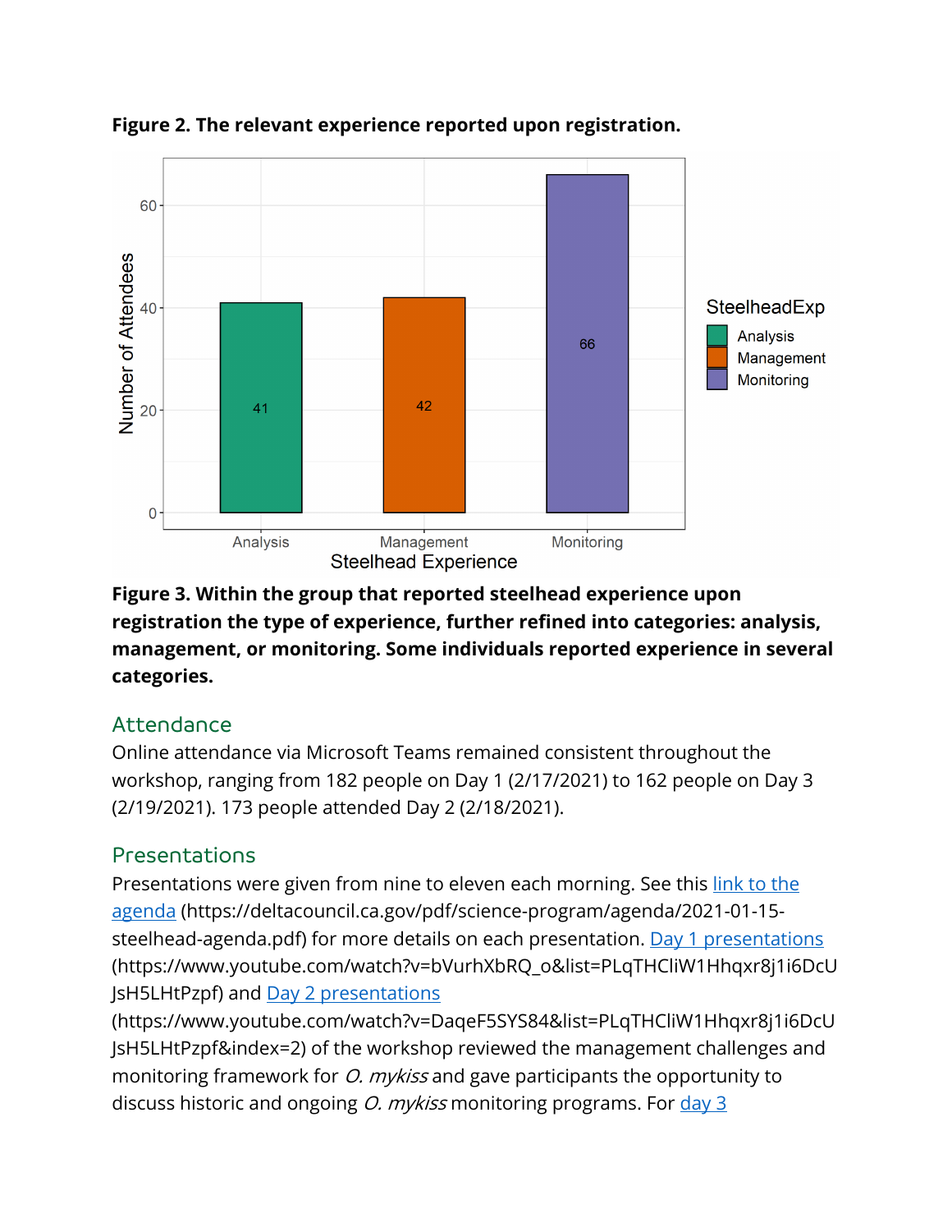**Figure 2. The relevant experience reported upon registration.**

**Figure 3. Within the group that reported steelhead experience upon registration the type of experience, further refined into categories: analysis, management, or monitoring. Some individuals reported experience in several categories.**

## Attendance

Online attendance via Microsoft Teams remained consistent throughout the workshop, ranging from 182 people on Day 1 (2/17/2021) to 162 people on Day 3 (2/19/2021). 173 people attended Day 2 (2/18/2021).

## Presentations

Presentations were given from nine to eleven each morning. See this [link to the agenda](https://deltacouncil.ca.gov/pdf/science-program/agenda/2021-01-15-steelhead-agenda.pdf) (https://deltacouncil.ca.gov/pdf/science-program/agenda/2021-01-15-steelhead-agenda.pdf) for more details on each presentation. [Day 1 presentations](https://www.youtube.com/watch?v=bVurhXbRQ_o&list=PLqTHCliW1Hhqxr8j1i6DcUJsH5LHtPzpf) (https://www.youtube.com/watch?v=bVurhXbRQ_o&list=PLqTHCliW1Hhqxr8j1i6DcUJsH5LHtPzpf) and [Day 2 presentations](https://www.youtube.com/watch?v=DaqeF5SYS84&list=PLqTHCliW1Hhqxr8j1i6DcUJsH5LHtPzpf&index=2) (https://www.youtube.com/watch?v=DaqeF5SYS84&list=PLqTHCliW1Hhqxr8j1i6DcUJsH5LHtPzpf&index=2) of the workshop reviewed the management challenges and monitoring framework for *O. mykiss* and gave participants the opportunity to discuss historic and ongoing *O. mykiss* monitoring programs. For day 3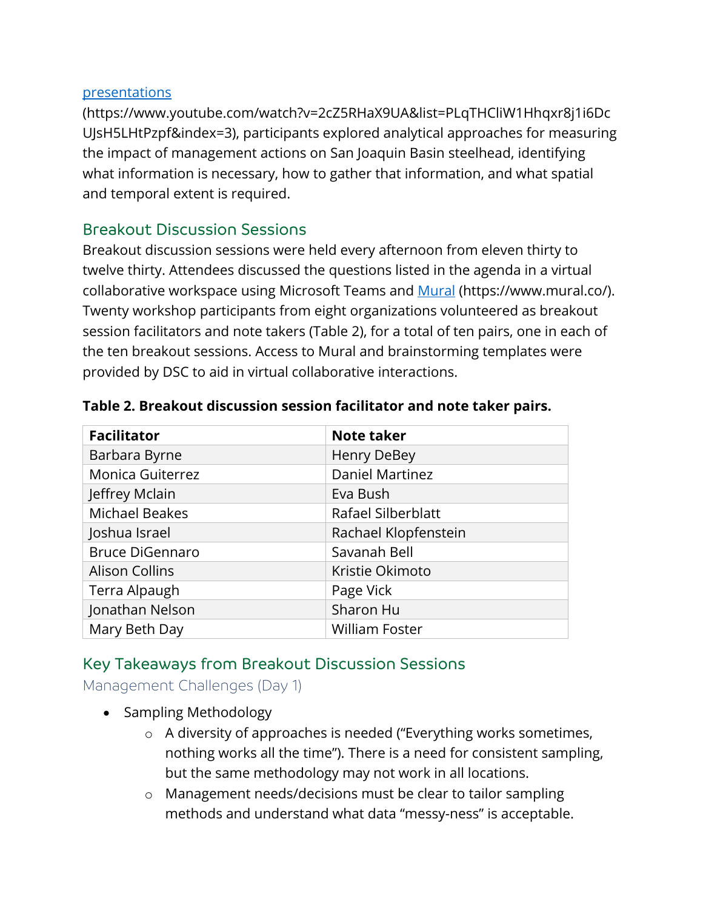[presentations](https://www.youtube.com/watch?v=2cZ5RHaX9UA&list=PLqTHCliW1Hhqxr8j1i6DcUJsH5LHtPzpf&index=3) (https://www.youtube.com/watch?v=2cZ5RHaX9UA&list=PLqTHCliW1Hhqxr8j1i6DcUJsH5LHtPzpf&index=3), participants explored analytical approaches for measuring the impact of management actions on San Joaquin Basin steelhead, identifying what information is necessary, how to gather that information, and what spatial and temporal extent is required.

## Breakout Discussion Sessions

Breakout discussion sessions were held every afternoon from eleven thirty to twelve thirty. Attendees discussed the questions listed in the agenda in a virtual collaborative workspace using Microsoft Teams and [Mural](https://www.mural.co/) (https://www.mural.co/). Twenty workshop participants from eight organizations volunteered as breakout session facilitators and note takers (Table 2), for a total of ten pairs, one in each of the ten breakout sessions. Access to Mural and brainstorming templates were provided by DSC to aid in virtual collaborative interactions.

**Table 2. Breakout discussion session facilitator and note taker pairs.**

| Facilitator | Note taker |
|---|---|
| Barbara Byrne | Henry DeBey |
| Monica Guiterrez | Daniel Martinez |
| Jeffrey Mclain | Eva Bush |
| Michael Beakes | Rafael Silberblatt |
| Joshua Israel | Rachael Klopfenstein |
| Bruce DiGennaro | Savanah Bell |
| Alison Collins | Kristie Okimoto |
| Terra Alpaugh | Page Vick |
| Jonathan Nelson | Sharon Hu |
| Mary Beth Day | William Foster |

## Key Takeaways from Breakout Discussion Sessions

### Management Challenges (Day 1)

- Sampling Methodology
  - A diversity of approaches is needed ("Everything works sometimes, nothing works all the time"). There is a need for consistent sampling, but the same methodology may not work in all locations.
  - Management needs/decisions must be clear to tailor sampling methods and understand what data "messy-ness" is acceptable.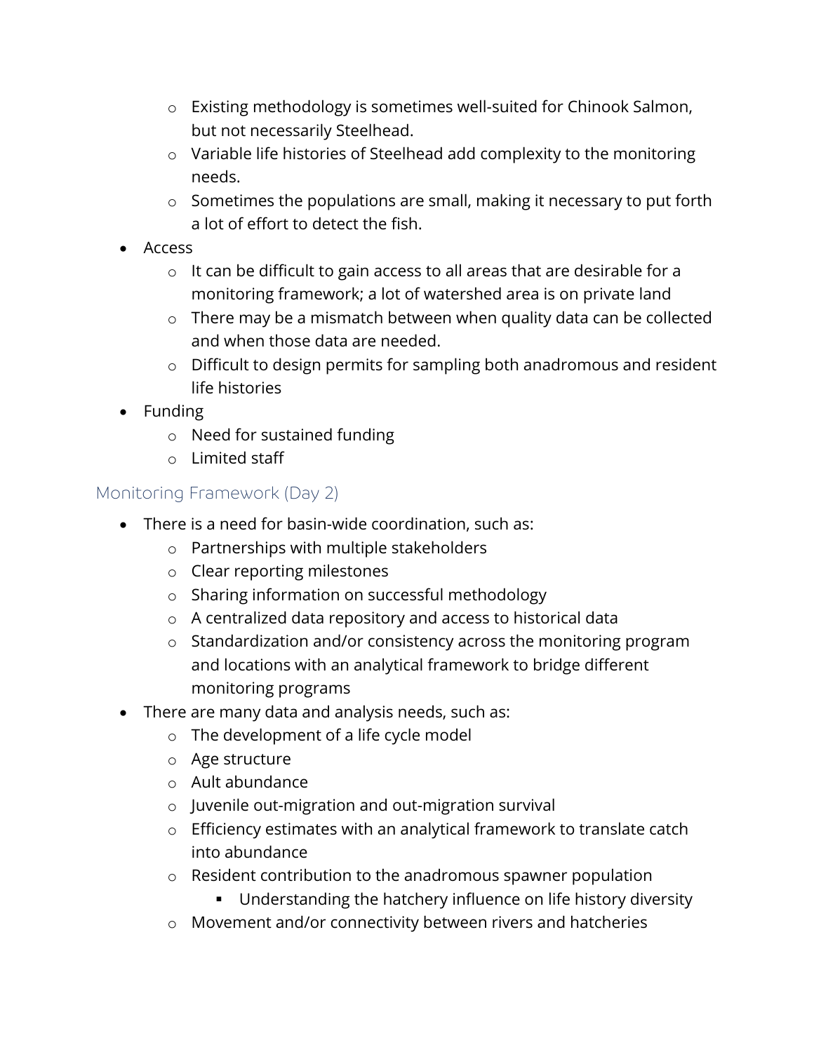- Existing methodology is sometimes well-suited for Chinook Salmon, but not necessarily Steelhead.
  - Variable life histories of Steelhead add complexity to the monitoring needs.
  - Sometimes the populations are small, making it necessary to put forth a lot of effort to detect the fish.
- Access
  - It can be difficult to gain access to all areas that are desirable for a monitoring framework; a lot of watershed area is on private land
  - There may be a mismatch between when quality data can be collected and when those data are needed.
  - Difficult to design permits for sampling both anadromous and resident life histories
- Funding
  - Need for sustained funding
  - Limited staff

### Monitoring Framework (Day 2)

- There is a need for basin-wide coordination, such as:
  - Partnerships with multiple stakeholders
  - Clear reporting milestones
  - Sharing information on successful methodology
  - A centralized data repository and access to historical data
  - Standardization and/or consistency across the monitoring program and locations with an analytical framework to bridge different monitoring programs
- There are many data and analysis needs, such as:
  - The development of a life cycle model
  - Age structure
  - Ault abundance
  - Juvenile out-migration and out-migration survival
  - Efficiency estimates with an analytical framework to translate catch into abundance
  - Resident contribution to the anadromous spawner population
    - Understanding the hatchery influence on life history diversity
  - Movement and/or connectivity between rivers and hatcheries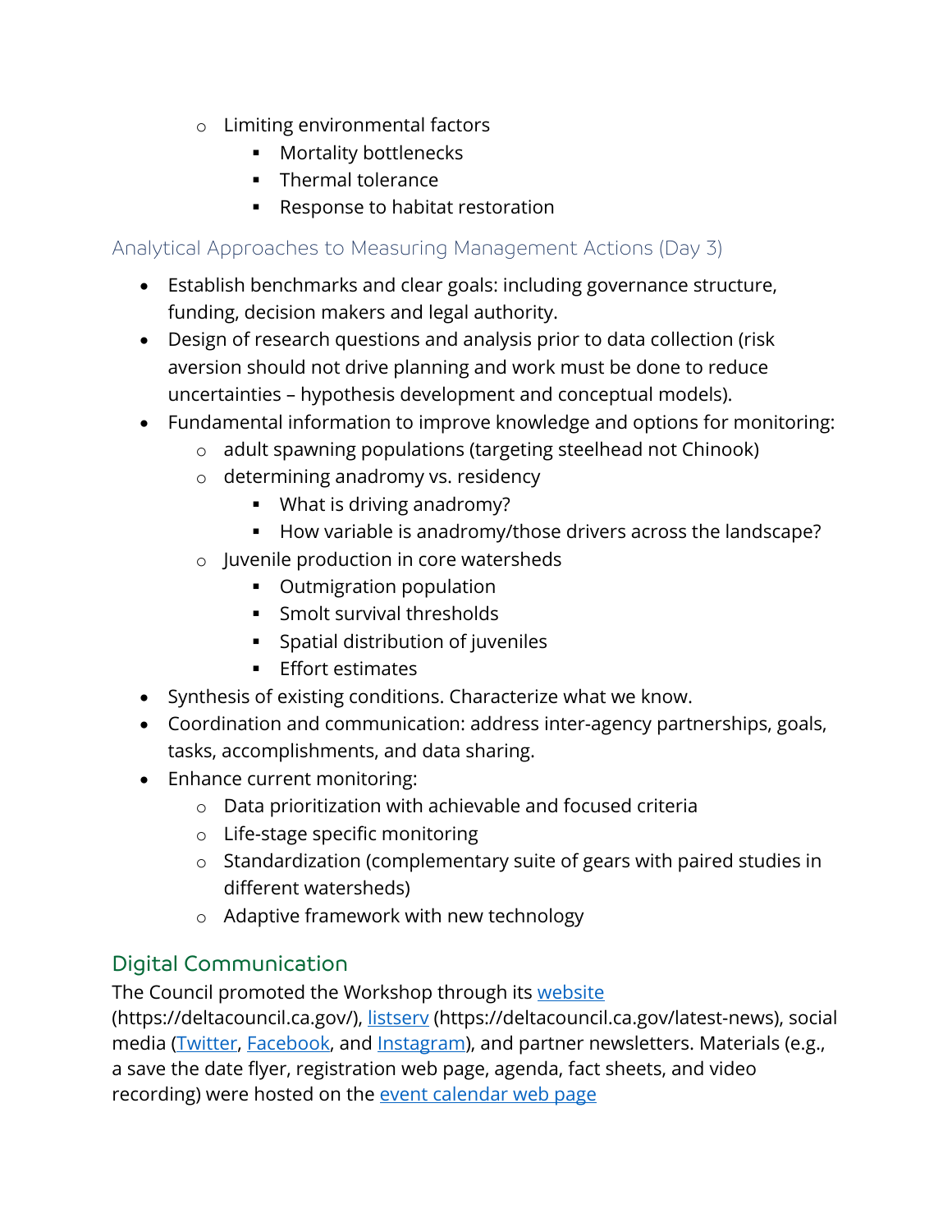- Limiting environmental factors
        - Mortality bottlenecks
        - Thermal tolerance
        - Response to habitat restoration

### Analytical Approaches to Measuring Management Actions (Day 3)

- Establish benchmarks and clear goals: including governance structure, funding, decision makers and legal authority.
- Design of research questions and analysis prior to data collection (risk aversion should not drive planning and work must be done to reduce uncertainties – hypothesis development and conceptual models).
- Fundamental information to improve knowledge and options for monitoring:
    - adult spawning populations (targeting steelhead not Chinook)
    - determining anadromy vs. residency
        - What is driving anadromy?
        - How variable is anadromy/those drivers across the landscape?
    - Juvenile production in core watersheds
        - Outmigration population
        - Smolt survival thresholds
        - Spatial distribution of juveniles
        - Effort estimates
- Synthesis of existing conditions. Characterize what we know.
- Coordination and communication: address inter-agency partnerships, goals, tasks, accomplishments, and data sharing.
- Enhance current monitoring:
    - Data prioritization with achievable and focused criteria
    - Life-stage specific monitoring
    - Standardization (complementary suite of gears with paired studies in different watersheds)
    - Adaptive framework with new technology

## Digital Communication

The Council promoted the Workshop through its [website](https://deltacouncil.ca.gov/) (https://deltacouncil.ca.gov/), [listserv](https://deltacouncil.ca.gov/latest-news) (https://deltacouncil.ca.gov/latest-news), social media (Twitter, Facebook, and Instagram), and partner newsletters. Materials (e.g., a save the date flyer, registration web page, agenda, fact sheets, and video recording) were hosted on the event calendar web page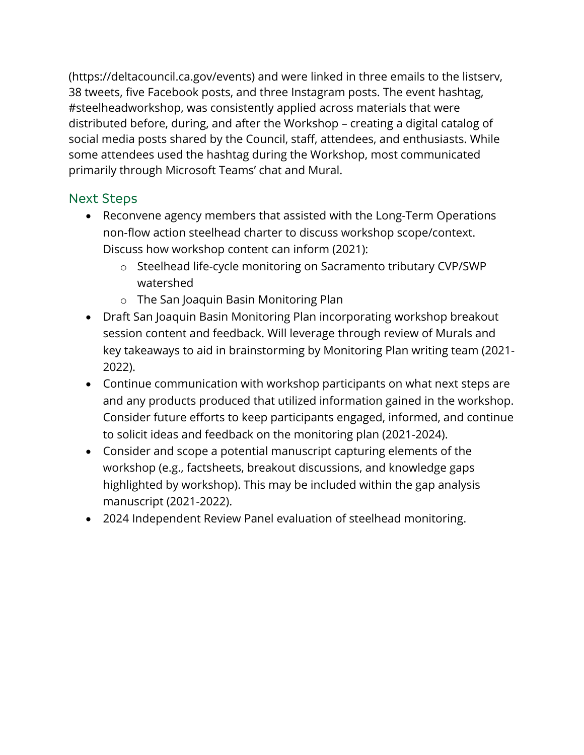(https://deltacouncil.ca.gov/events) and were linked in three emails to the listserv, 38 tweets, five Facebook posts, and three Instagram posts. The event hashtag, #steelheadworkshop, was consistently applied across materials that were distributed before, during, and after the Workshop – creating a digital catalog of social media posts shared by the Council, staff, attendees, and enthusiasts. While some attendees used the hashtag during the Workshop, most communicated primarily through Microsoft Teams' chat and Mural.

## Next Steps

- Reconvene agency members that assisted with the Long-Term Operations non-flow action steelhead charter to discuss workshop scope/context. Discuss how workshop content can inform (2021):
  - Steelhead life-cycle monitoring on Sacramento tributary CVP/SWP watershed
  - The San Joaquin Basin Monitoring Plan
- Draft San Joaquin Basin Monitoring Plan incorporating workshop breakout session content and feedback. Will leverage through review of Murals and key takeaways to aid in brainstorming by Monitoring Plan writing team (2021-2022).
- Continue communication with workshop participants on what next steps are and any products produced that utilized information gained in the workshop. Consider future efforts to keep participants engaged, informed, and continue to solicit ideas and feedback on the monitoring plan (2021-2024).
- Consider and scope a potential manuscript capturing elements of the workshop (e.g., factsheets, breakout discussions, and knowledge gaps highlighted by workshop). This may be included within the gap analysis manuscript (2021-2022).
- 2024 Independent Review Panel evaluation of steelhead monitoring.